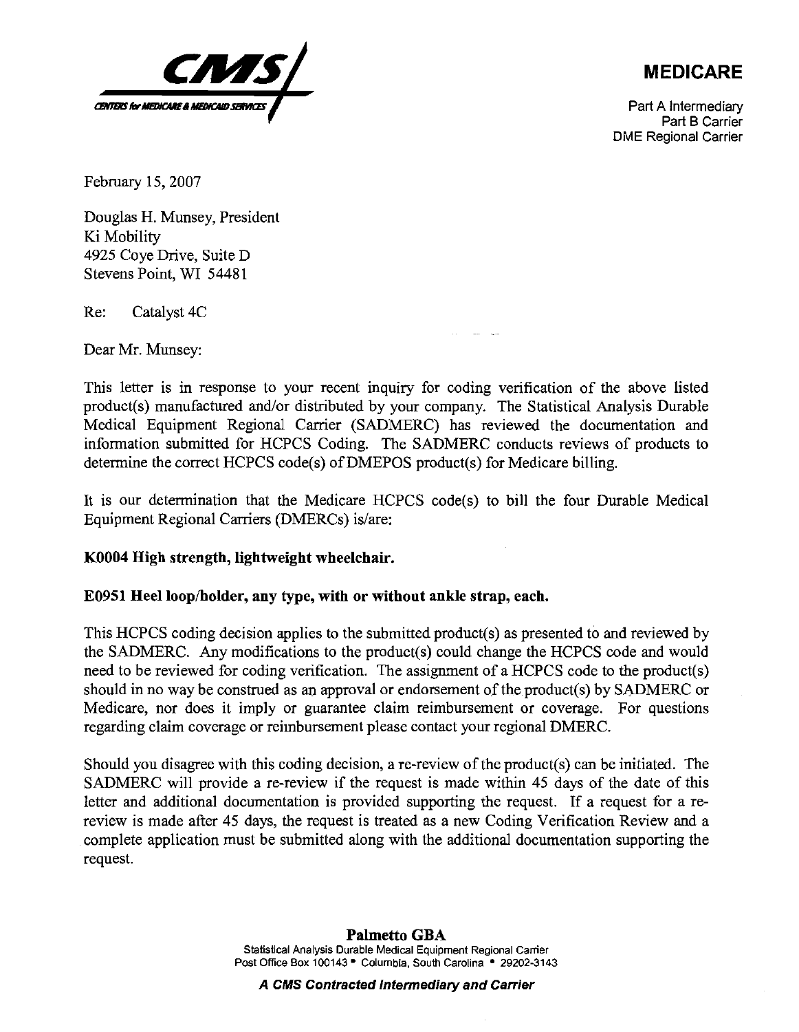**MEDICARE**

Part A Intermediary
Part B Carrier
DME Regional Carrier

February 15, 2007

Douglas H. Munsey, President
Ki Mobility
4925 Coye Drive, Suite D
Stevens Point, WI 54481

Re: Catalyst 4C

Dear Mr. Munsey:

This letter is in response to your recent inquiry for coding verification of the above listed product(s) manufactured and/or distributed by your company. The Statistical Analysis Durable Medical Equipment Regional Carrier (SADMERC) has reviewed the documentation and information submitted for HCPCS Coding. The SADMERC conducts reviews of products to determine the correct HCPCS code(s) of DMEPOS product(s) for Medicare billing.

It is our determination that the Medicare HCPCS code(s) to bill the four Durable Medical Equipment Regional Carriers (DMERCs) is/are:

**K0004 High strength, lightweight wheelchair.**

**E0951 Heel loop/holder, any type, with or without ankle strap, each.**

This HCPCS coding decision applies to the submitted product(s) as presented to and reviewed by the SADMERC. Any modifications to the product(s) could change the HCPCS code and would need to be reviewed for coding verification. The assignment of a HCPCS code to the product(s) should in no way be construed as an approval or endorsement of the product(s) by SADMERC or Medicare, nor does it imply or guarantee claim reimbursement or coverage. For questions regarding claim coverage or reimbursement please contact your regional DMERC.

Should you disagree with this coding decision, a re-review of the product(s) can be initiated. The SADMERC will provide a re-review if the request is made within 45 days of the date of this letter and additional documentation is provided supporting the request. If a request for a re-review is made after 45 days, the request is treated as a new Coding Verification Review and a complete application must be submitted along with the additional documentation supporting the request.

**Palmetto GBA**
Statistical Analysis Durable Medical Equipment Regional Carrier
Post Office Box 100143 • Columbia, South Carolina • 29202-3143

***A CMS Contracted Intermediary and Carrier***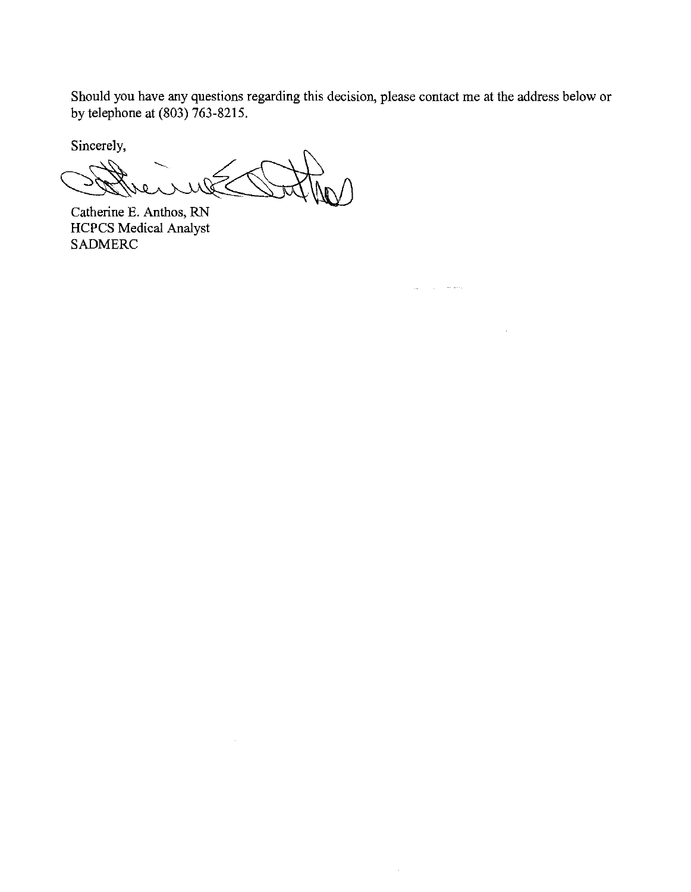Should you have any questions regarding this decision, please contact me at the address below or by telephone at (803) 763-8215.

Sincerely,

Catherine E. Anthos, RN
HCPCS Medical Analyst
SADMERC